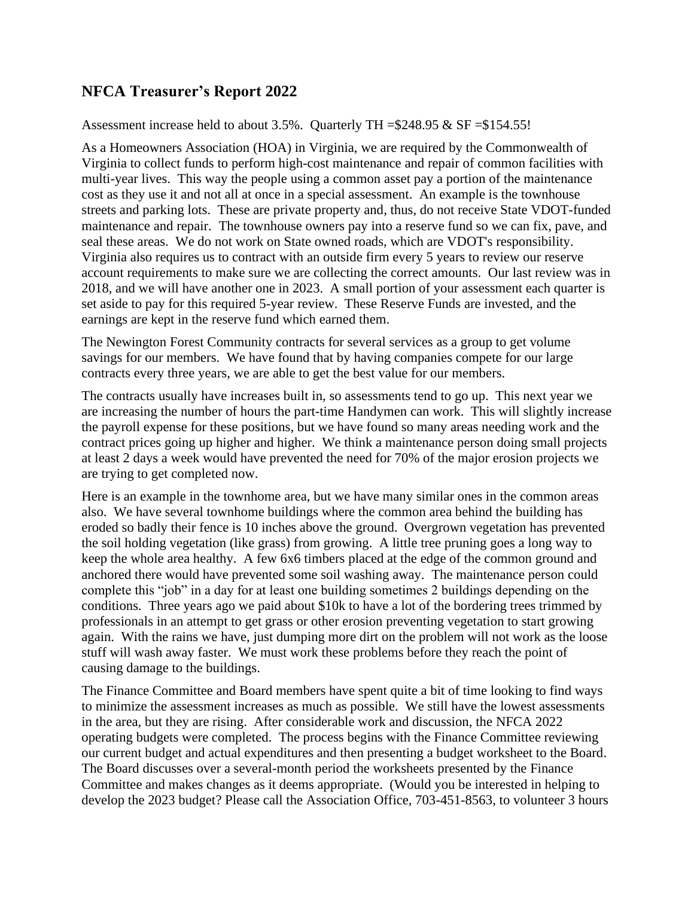## NFCA Treasurer's Report 2022

Assessment increase held to about 3.5%. Quarterly TH =$248.95 & SF =$154.55!

As a Homeowners Association (HOA) in Virginia, we are required by the Commonwealth of Virginia to collect funds to perform high-cost maintenance and repair of common facilities with multi-year lives. This way the people using a common asset pay a portion of the maintenance cost as they use it and not all at once in a special assessment. An example is the townhouse streets and parking lots. These are private property and, thus, do not receive State VDOT-funded maintenance and repair. The townhouse owners pay into a reserve fund so we can fix, pave, and seal these areas. We do not work on State owned roads, which are VDOT's responsibility. Virginia also requires us to contract with an outside firm every 5 years to review our reserve account requirements to make sure we are collecting the correct amounts. Our last review was in 2018, and we will have another one in 2023. A small portion of your assessment each quarter is set aside to pay for this required 5-year review. These Reserve Funds are invested, and the earnings are kept in the reserve fund which earned them.

The Newington Forest Community contracts for several services as a group to get volume savings for our members. We have found that by having companies compete for our large contracts every three years, we are able to get the best value for our members.

The contracts usually have increases built in, so assessments tend to go up. This next year we are increasing the number of hours the part-time Handymen can work. This will slightly increase the payroll expense for these positions, but we have found so many areas needing work and the contract prices going up higher and higher. We think a maintenance person doing small projects at least 2 days a week would have prevented the need for 70% of the major erosion projects we are trying to get completed now.

Here is an example in the townhome area, but we have many similar ones in the common areas also. We have several townhome buildings where the common area behind the building has eroded so badly their fence is 10 inches above the ground. Overgrown vegetation has prevented the soil holding vegetation (like grass) from growing. A little tree pruning goes a long way to keep the whole area healthy. A few 6x6 timbers placed at the edge of the common ground and anchored there would have prevented some soil washing away. The maintenance person could complete this "job" in a day for at least one building sometimes 2 buildings depending on the conditions. Three years ago we paid about $10k to have a lot of the bordering trees trimmed by professionals in an attempt to get grass or other erosion preventing vegetation to start growing again. With the rains we have, just dumping more dirt on the problem will not work as the loose stuff will wash away faster. We must work these problems before they reach the point of causing damage to the buildings.

The Finance Committee and Board members have spent quite a bit of time looking to find ways to minimize the assessment increases as much as possible. We still have the lowest assessments in the area, but they are rising. After considerable work and discussion, the NFCA 2022 operating budgets were completed. The process begins with the Finance Committee reviewing our current budget and actual expenditures and then presenting a budget worksheet to the Board. The Board discusses over a several-month period the worksheets presented by the Finance Committee and makes changes as it deems appropriate. (Would you be interested in helping to develop the 2023 budget? Please call the Association Office, 703-451-8563, to volunteer 3 hours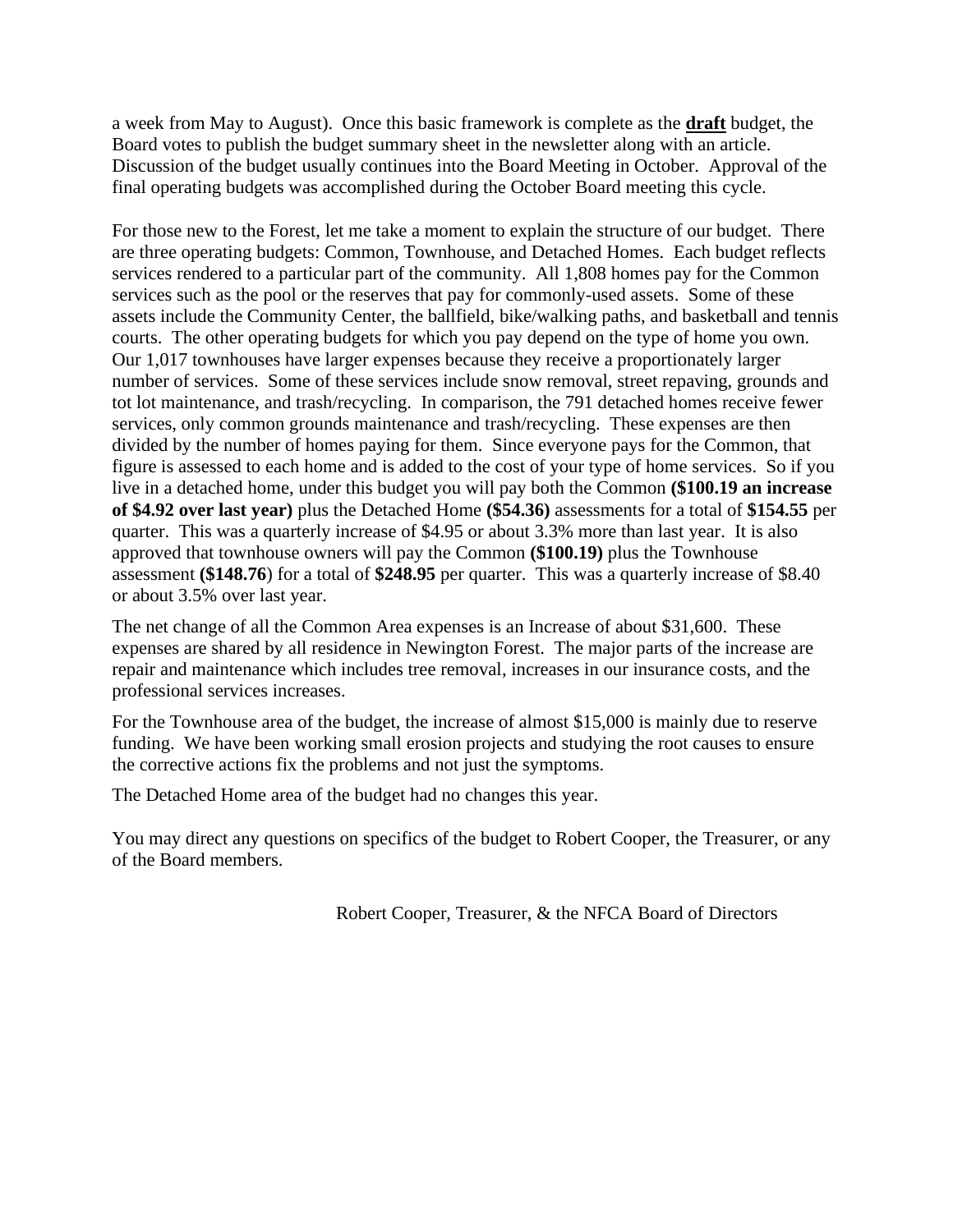a week from May to August). Once this basic framework is complete as the **draft** budget, the Board votes to publish the budget summary sheet in the newsletter along with an article. Discussion of the budget usually continues into the Board Meeting in October. Approval of the final operating budgets was accomplished during the October Board meeting this cycle.

For those new to the Forest, let me take a moment to explain the structure of our budget. There are three operating budgets: Common, Townhouse, and Detached Homes. Each budget reflects services rendered to a particular part of the community. All 1,808 homes pay for the Common services such as the pool or the reserves that pay for commonly-used assets. Some of these assets include the Community Center, the ballfield, bike/walking paths, and basketball and tennis courts. The other operating budgets for which you pay depend on the type of home you own. Our 1,017 townhouses have larger expenses because they receive a proportionately larger number of services. Some of these services include snow removal, street repaving, grounds and tot lot maintenance, and trash/recycling. In comparison, the 791 detached homes receive fewer services, only common grounds maintenance and trash/recycling. These expenses are then divided by the number of homes paying for them. Since everyone pays for the Common, that figure is assessed to each home and is added to the cost of your type of home services. So if you live in a detached home, under this budget you will pay both the Common **($100.19 an increase of $4.92 over last year)** plus the Detached Home **($54.36)** assessments for a total of **$154.55** per quarter. This was a quarterly increase of $4.95 or about 3.3% more than last year. It is also approved that townhouse owners will pay the Common **($100.19)** plus the Townhouse assessment **($148.76**) for a total of **$248.95** per quarter. This was a quarterly increase of $8.40 or about 3.5% over last year.

The net change of all the Common Area expenses is an Increase of about $31,600. These expenses are shared by all residence in Newington Forest. The major parts of the increase are repair and maintenance which includes tree removal, increases in our insurance costs, and the professional services increases.

For the Townhouse area of the budget, the increase of almost $15,000 is mainly due to reserve funding. We have been working small erosion projects and studying the root causes to ensure the corrective actions fix the problems and not just the symptoms.

The Detached Home area of the budget had no changes this year.

You may direct any questions on specifics of the budget to Robert Cooper, the Treasurer, or any of the Board members.

Robert Cooper, Treasurer, & the NFCA Board of Directors